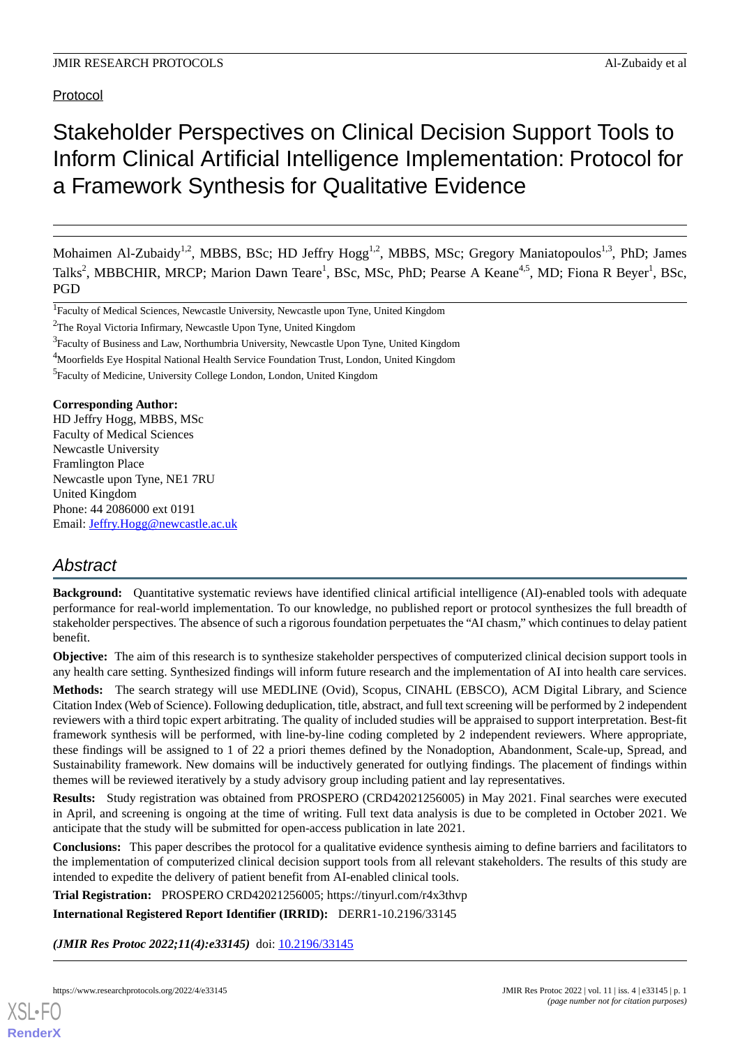Protocol

# Stakeholder Perspectives on Clinical Decision Support Tools to Inform Clinical Artificial Intelligence Implementation: Protocol for a Framework Synthesis for Qualitative Evidence

Mohaimen Al-Zubaidy[1,2], MBBS, BSc; HD Jeffry Hogg[1,2], MBBS, MSc; Gregory Maniatopoulos[1,3], PhD; James Talks[2], MBBCHIR, MRCP; Marion Dawn Teare[1], BSc, MSc, PhD; Pearse A Keane[4,5], MD; Fiona R Beyer[1], BSc, PGD

[1]Faculty of Medical Sciences, Newcastle University, Newcastle upon Tyne, United Kingdom

[2]The Royal Victoria Infirmary, Newcastle Upon Tyne, United Kingdom

[3]Faculty of Business and Law, Northumbria University, Newcastle Upon Tyne, United Kingdom

[4]Moorfields Eye Hospital National Health Service Foundation Trust, London, United Kingdom

[5]Faculty of Medicine, University College London, London, United Kingdom

**Corresponding Author:**
HD Jeffry Hogg, MBBS, MSc
Faculty of Medical Sciences
Newcastle University
Framlington Place
Newcastle upon Tyne, NE1 7RU
United Kingdom
Phone: 44 2086000 ext 0191
Email: Jeffry.Hogg@newcastle.ac.uk

## Abstract

**Background:** Quantitative systematic reviews have identified clinical artificial intelligence (AI)-enabled tools with adequate performance for real-world implementation. To our knowledge, no published report or protocol synthesizes the full breadth of stakeholder perspectives. The absence of such a rigorous foundation perpetuates the "AI chasm," which continues to delay patient benefit.

**Objective:** The aim of this research is to synthesize stakeholder perspectives of computerized clinical decision support tools in any health care setting. Synthesized findings will inform future research and the implementation of AI into health care services.

**Methods:** The search strategy will use MEDLINE (Ovid), Scopus, CINAHL (EBSCO), ACM Digital Library, and Science Citation Index (Web of Science). Following deduplication, title, abstract, and full text screening will be performed by 2 independent reviewers with a third topic expert arbitrating. The quality of included studies will be appraised to support interpretation. Best-fit framework synthesis will be performed, with line-by-line coding completed by 2 independent reviewers. Where appropriate, these findings will be assigned to 1 of 22 a priori themes defined by the Nonadoption, Abandonment, Scale-up, Spread, and Sustainability framework. New domains will be inductively generated for outlying findings. The placement of findings within themes will be reviewed iteratively by a study advisory group including patient and lay representatives.

**Results:** Study registration was obtained from PROSPERO (CRD42021256005) in May 2021. Final searches were executed in April, and screening is ongoing at the time of writing. Full text data analysis is due to be completed in October 2021. We anticipate that the study will be submitted for open-access publication in late 2021.

**Conclusions:** This paper describes the protocol for a qualitative evidence synthesis aiming to define barriers and facilitators to the implementation of computerized clinical decision support tools from all relevant stakeholders. The results of this study are intended to expedite the delivery of patient benefit from AI-enabled clinical tools.

**Trial Registration:** PROSPERO CRD42021256005; https://tinyurl.com/r4x3thvp

**International Registered Report Identifier (IRRID):** DERR1-10.2196/33145

***(JMIR Res Protoc 2022;11(4):e33145)*** doi: 10.2196/33145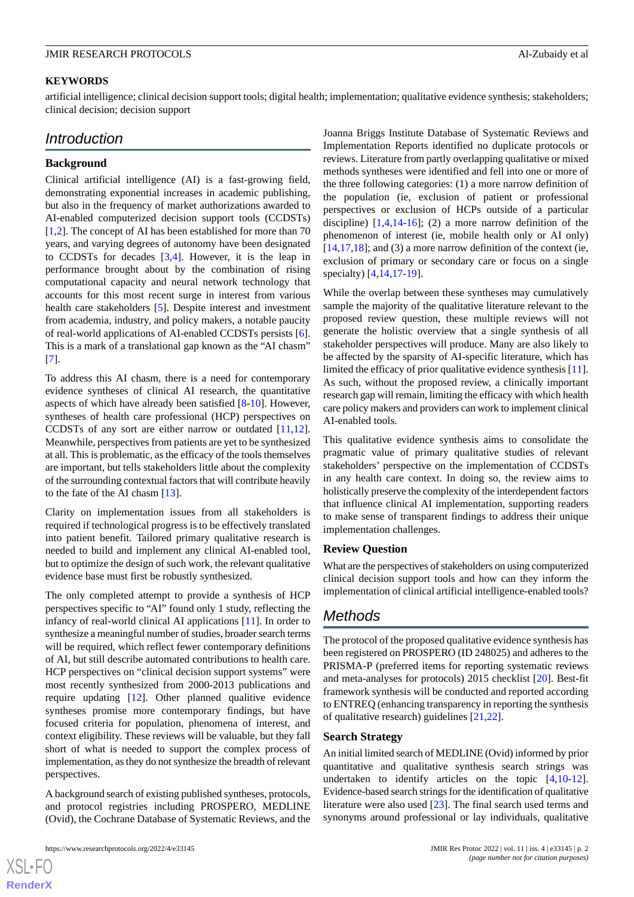**KEYWORDS**

artificial intelligence; clinical decision support tools; digital health; implementation; qualitative evidence synthesis; stakeholders; clinical decision; decision support

## Introduction

### Background

Clinical artificial intelligence (AI) is a fast-growing field, demonstrating exponential increases in academic publishing, but also in the frequency of market authorizations awarded to AI-enabled computerized decision support tools (CCDSTs) [1,2]. The concept of AI has been established for more than 70 years, and varying degrees of autonomy have been designated to CCDSTs for decades [3,4]. However, it is the leap in performance brought about by the combination of rising computational capacity and neural network technology that accounts for this most recent surge in interest from various health care stakeholders [5]. Despite interest and investment from academia, industry, and policy makers, a notable paucity of real-world applications of AI-enabled CCDSTs persists [6]. This is a mark of a translational gap known as the "AI chasm" [7].

To address this AI chasm, there is a need for contemporary evidence syntheses of clinical AI research, the quantitative aspects of which have already been satisfied [8-10]. However, syntheses of health care professional (HCP) perspectives on CCDSTs of any sort are either narrow or outdated [11,12]. Meanwhile, perspectives from patients are yet to be synthesized at all. This is problematic, as the efficacy of the tools themselves are important, but tells stakeholders little about the complexity of the surrounding contextual factors that will contribute heavily to the fate of the AI chasm [13].

Clarity on implementation issues from all stakeholders is required if technological progress is to be effectively translated into patient benefit. Tailored primary qualitative research is needed to build and implement any clinical AI-enabled tool, but to optimize the design of such work, the relevant qualitative evidence base must first be robustly synthesized.

The only completed attempt to provide a synthesis of HCP perspectives specific to "AI" found only 1 study, reflecting the infancy of real-world clinical AI applications [11]. In order to synthesize a meaningful number of studies, broader search terms will be required, which reflect fewer contemporary definitions of AI, but still describe automated contributions to health care. HCP perspectives on "clinical decision support systems" were most recently synthesized from 2000-2013 publications and require updating [12]. Other planned qualitive evidence syntheses promise more contemporary findings, but have focused criteria for population, phenomena of interest, and context eligibility. These reviews will be valuable, but they fall short of what is needed to support the complex process of implementation, as they do not synthesize the breadth of relevant perspectives.

A background search of existing published syntheses, protocols, and protocol registries including PROSPERO, MEDLINE (Ovid), the Cochrane Database of Systematic Reviews, and the Joanna Briggs Institute Database of Systematic Reviews and Implementation Reports identified no duplicate protocols or reviews. Literature from partly overlapping qualitative or mixed methods syntheses were identified and fell into one or more of the three following categories: (1) a more narrow definition of the population (ie, exclusion of patient or professional perspectives or exclusion of HCPs outside of a particular discipline) [1,4,14-16]; (2) a more narrow definition of the phenomenon of interest (ie, mobile health only or AI only) [14,17,18]; and (3) a more narrow definition of the context (ie, exclusion of primary or secondary care or focus on a single specialty) [4,14,17-19].

While the overlap between these syntheses may cumulatively sample the majority of the qualitative literature relevant to the proposed review question, these multiple reviews will not generate the holistic overview that a single synthesis of all stakeholder perspectives will produce. Many are also likely to be affected by the sparsity of AI-specific literature, which has limited the efficacy of prior qualitative evidence synthesis [11]. As such, without the proposed review, a clinically important research gap will remain, limiting the efficacy with which health care policy makers and providers can work to implement clinical AI-enabled tools.

This qualitative evidence synthesis aims to consolidate the pragmatic value of primary qualitative studies of relevant stakeholders' perspective on the implementation of CCDSTs in any health care context. In doing so, the review aims to holistically preserve the complexity of the interdependent factors that influence clinical AI implementation, supporting readers to make sense of transparent findings to address their unique implementation challenges.

### Review Question

What are the perspectives of stakeholders on using computerized clinical decision support tools and how can they inform the implementation of clinical artificial intelligence-enabled tools?

## Methods

The protocol of the proposed qualitative evidence synthesis has been registered on PROSPERO (ID 248025) and adheres to the PRISMA-P (preferred items for reporting systematic reviews and meta-analyses for protocols) 2015 checklist [20]. Best-fit framework synthesis will be conducted and reported according to ENTREQ (enhancing transparency in reporting the synthesis of qualitative research) guidelines [21,22].

### Search Strategy

An initial limited search of MEDLINE (Ovid) informed by prior quantitative and qualitative synthesis search strings was undertaken to identify articles on the topic [4,10-12]. Evidence-based search strings for the identification of qualitative literature were also used [23]. The final search used terms and synonyms around professional or lay individuals, qualitative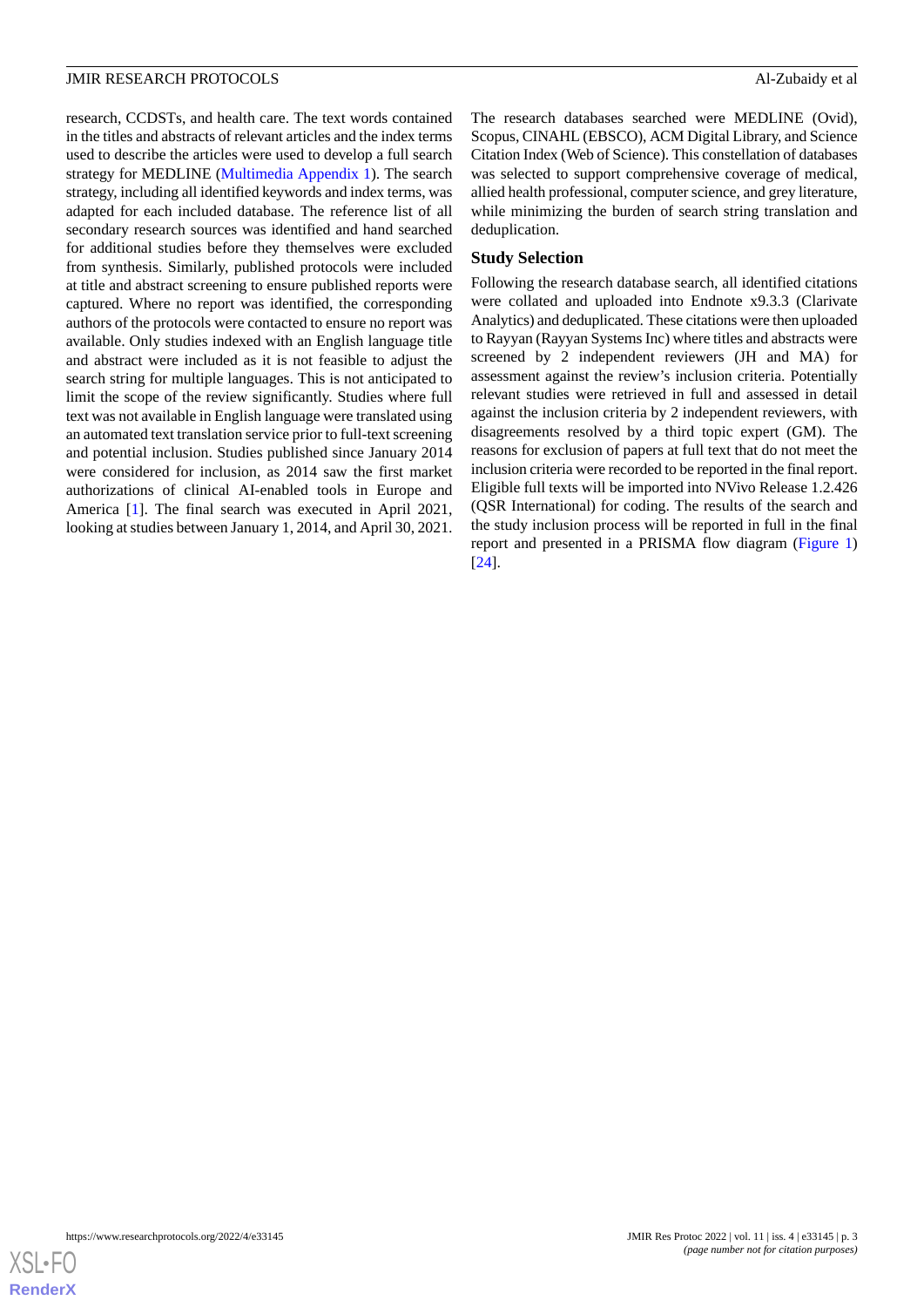research, CCDSTs, and health care. The text words contained in the titles and abstracts of relevant articles and the index terms used to describe the articles were used to develop a full search strategy for MEDLINE (Multimedia Appendix 1). The search strategy, including all identified keywords and index terms, was adapted for each included database. The reference list of all secondary research sources was identified and hand searched for additional studies before they themselves were excluded from synthesis. Similarly, published protocols were included at title and abstract screening to ensure published reports were captured. Where no report was identified, the corresponding authors of the protocols were contacted to ensure no report was available. Only studies indexed with an English language title and abstract were included as it is not feasible to adjust the search string for multiple languages. This is not anticipated to limit the scope of the review significantly. Studies where full text was not available in English language were translated using an automated text translation service prior to full-text screening and potential inclusion. Studies published since January 2014 were considered for inclusion, as 2014 saw the first market authorizations of clinical AI-enabled tools in Europe and America [1]. The final search was executed in April 2021, looking at studies between January 1, 2014, and April 30, 2021.

The research databases searched were MEDLINE (Ovid), Scopus, CINAHL (EBSCO), ACM Digital Library, and Science Citation Index (Web of Science). This constellation of databases was selected to support comprehensive coverage of medical, allied health professional, computer science, and grey literature, while minimizing the burden of search string translation and deduplication.

### Study Selection

Following the research database search, all identified citations were collated and uploaded into Endnote x9.3.3 (Clarivate Analytics) and deduplicated. These citations were then uploaded to Rayyan (Rayyan Systems Inc) where titles and abstracts were screened by 2 independent reviewers (JH and MA) for assessment against the review's inclusion criteria. Potentially relevant studies were retrieved in full and assessed in detail against the inclusion criteria by 2 independent reviewers, with disagreements resolved by a third topic expert (GM). The reasons for exclusion of papers at full text that do not meet the inclusion criteria were recorded to be reported in the final report. Eligible full texts will be imported into NVivo Release 1.2.426 (QSR International) for coding. The results of the search and the study inclusion process will be reported in full in the final report and presented in a PRISMA flow diagram (Figure 1) [24].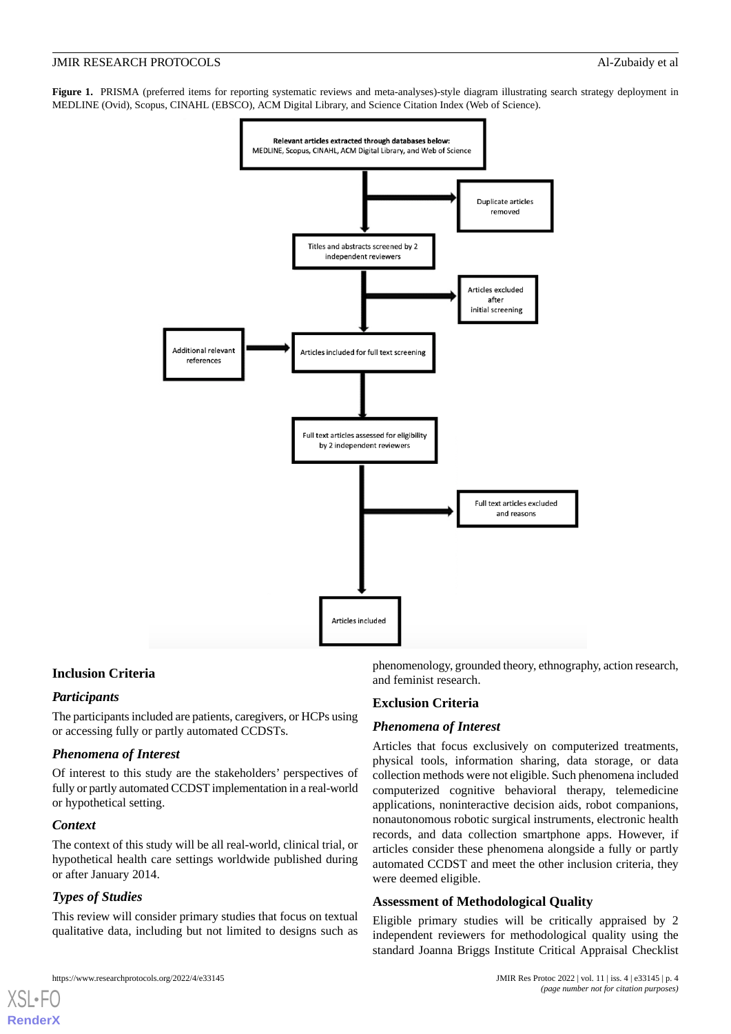**Figure 1.** PRISMA (preferred items for reporting systematic reviews and meta-analyses)-style diagram illustrating search strategy deployment in MEDLINE (Ovid), Scopus, CINAHL (EBSCO), ACM Digital Library, and Science Citation Index (Web of Science).

Relevant articles extracted through databases below: MEDLINE, Scopus, CINAHL, ACM Digital Library, and Web of Science

Duplicate articles removed

Titles and abstracts screened by 2 independent reviewers

Articles excluded after initial screening

Additional relevant references

Articles included for full text screening

Full text articles assessed for eligibility by 2 independent reviewers

Full text articles excluded and reasons

Articles included

### Inclusion Criteria

#### Participants

The participants included are patients, caregivers, or HCPs using or accessing fully or partly automated CCDSTs.

#### Phenomena of Interest

Of interest to this study are the stakeholders' perspectives of fully or partly automated CCDST implementation in a real-world or hypothetical setting.

#### Context

The context of this study will be all real-world, clinical trial, or hypothetical health care settings worldwide published during or after January 2014.

#### Types of Studies

This review will consider primary studies that focus on textual qualitative data, including but not limited to designs such as phenomenology, grounded theory, ethnography, action research, and feminist research.

### Exclusion Criteria

#### Phenomena of Interest

Articles that focus exclusively on computerized treatments, physical tools, information sharing, data storage, or data collection methods were not eligible. Such phenomena included computerized cognitive behavioral therapy, telemedicine applications, noninteractive decision aids, robot companions, nonautonomous robotic surgical instruments, electronic health records, and data collection smartphone apps. However, if articles consider these phenomena alongside a fully or partly automated CCDST and meet the other inclusion criteria, they were deemed eligible.

### Assessment of Methodological Quality

Eligible primary studies will be critically appraised by 2 independent reviewers for methodological quality using the standard Joanna Briggs Institute Critical Appraisal Checklist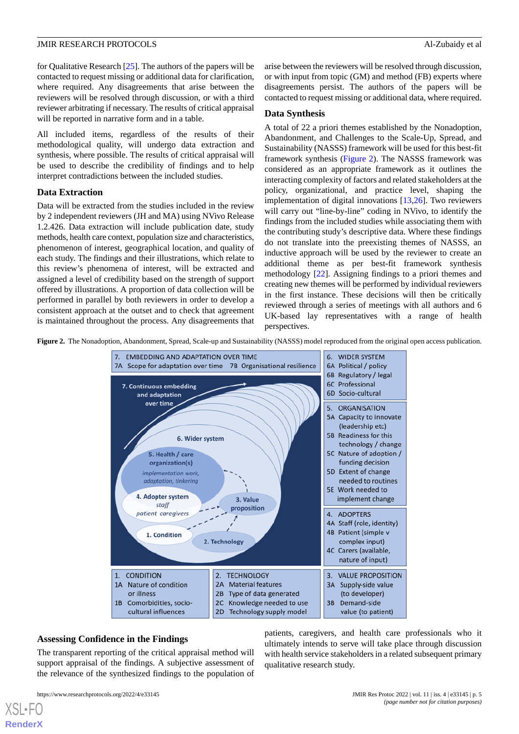for Qualitative Research [25]. The authors of the papers will be contacted to request missing or additional data for clarification, where required. Any disagreements that arise between the reviewers will be resolved through discussion, or with a third reviewer arbitrating if necessary. The results of critical appraisal will be reported in narrative form and in a table.

All included items, regardless of the results of their methodological quality, will undergo data extraction and synthesis, where possible. The results of critical appraisal will be used to describe the credibility of findings and to help interpret contradictions between the included studies.

### Data Extraction

Data will be extracted from the studies included in the review by 2 independent reviewers (JH and MA) using NVivo Release 1.2.426. Data extraction will include publication date, study methods, health care context, population size and characteristics, phenomenon of interest, geographical location, and quality of each study. The findings and their illustrations, which relate to this review's phenomena of interest, will be extracted and assigned a level of credibility based on the strength of support offered by illustrations. A proportion of data collection will be performed in parallel by both reviewers in order to develop a consistent approach at the outset and to check that agreement is maintained throughout the process. Any disagreements that arise between the reviewers will be resolved through discussion, or with input from topic (GM) and method (FB) experts where disagreements persist. The authors of the papers will be contacted to request missing or additional data, where required.

### Data Synthesis

A total of 22 a priori themes established by the Nonadoption, Abandonment, and Challenges to the Scale-Up, Spread, and Sustainability (NASSS) framework will be used for this best-fit framework synthesis (Figure 2). The NASSS framework was considered as an appropriate framework as it outlines the interacting complexity of factors and related stakeholders at the policy, organizational, and practice level, shaping the implementation of digital innovations [13,26]. Two reviewers will carry out "line-by-line" coding in NVivo, to identify the findings from the included studies while associating them with the contributing study's descriptive data. Where these findings do not translate into the preexisting themes of NASSS, an inductive approach will be used by the reviewer to create an additional theme as per best-fit framework synthesis methodology [22]. Assigning findings to a priori themes and creating new themes will be performed by individual reviewers in the first instance. These decisions will then be critically reviewed through a series of meetings with all authors and 6 UK-based lay representatives with a range of health perspectives.

**Figure 2.** The Nonadoption, Abandonment, Spread, Scale-up and Sustainability (NASSS) model reproduced from the original open access publication.

### Assessing Confidence in the Findings

The transparent reporting of the critical appraisal method will support appraisal of the findings. A subjective assessment of the relevance of the synthesized findings to the population of patients, caregivers, and health care professionals who it ultimately intends to serve will take place through discussion with health service stakeholders in a related subsequent primary qualitative research study.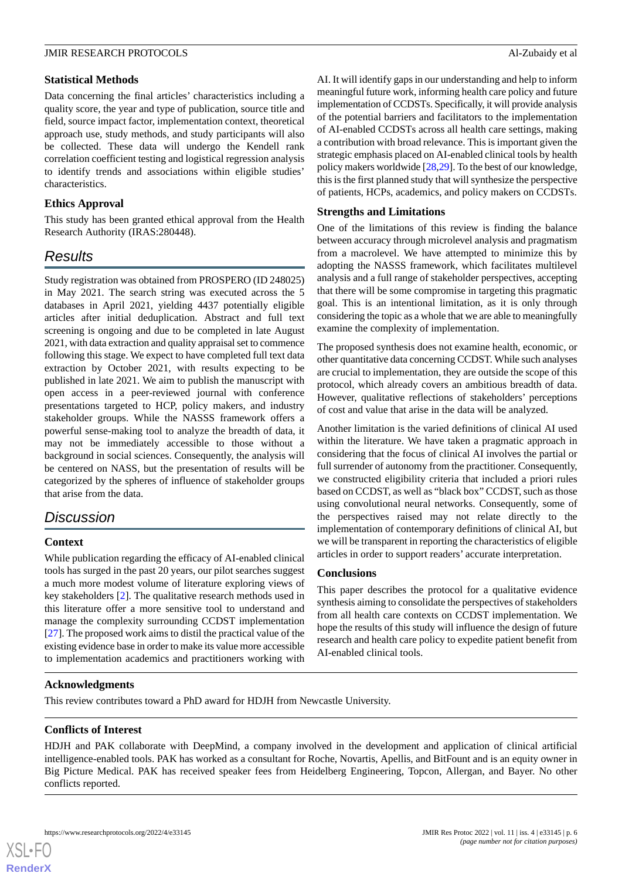### Statistical Methods

Data concerning the final articles' characteristics including a quality score, the year and type of publication, source title and field, source impact factor, implementation context, theoretical approach use, study methods, and study participants will also be collected. These data will undergo the Kendell rank correlation coefficient testing and logistical regression analysis to identify trends and associations within eligible studies' characteristics.

### Ethics Approval

This study has been granted ethical approval from the Health Research Authority (IRAS:280448).

## Results

Study registration was obtained from PROSPERO (ID 248025) in May 2021. The search string was executed across the 5 databases in April 2021, yielding 4437 potentially eligible articles after initial deduplication. Abstract and full text screening is ongoing and due to be completed in late August 2021, with data extraction and quality appraisal set to commence following this stage. We expect to have completed full text data extraction by October 2021, with results expecting to be published in late 2021. We aim to publish the manuscript with open access in a peer-reviewed journal with conference presentations targeted to HCP, policy makers, and industry stakeholder groups. While the NASSS framework offers a powerful sense-making tool to analyze the breadth of data, it may not be immediately accessible to those without a background in social sciences. Consequently, the analysis will be centered on NASS, but the presentation of results will be categorized by the spheres of influence of stakeholder groups that arise from the data.

## Discussion

### Context

While publication regarding the efficacy of AI-enabled clinical tools has surged in the past 20 years, our pilot searches suggest a much more modest volume of literature exploring views of key stakeholders [2]. The qualitative research methods used in this literature offer a more sensitive tool to understand and manage the complexity surrounding CCDST implementation [27]. The proposed work aims to distil the practical value of the existing evidence base in order to make its value more accessible to implementation academics and practitioners working with AI. It will identify gaps in our understanding and help to inform meaningful future work, informing health care policy and future implementation of CCDSTs. Specifically, it will provide analysis of the potential barriers and facilitators to the implementation of AI-enabled CCDSTs across all health care settings, making a contribution with broad relevance. This is important given the strategic emphasis placed on AI-enabled clinical tools by health policy makers worldwide [28,29]. To the best of our knowledge, this is the first planned study that will synthesize the perspective of patients, HCPs, academics, and policy makers on CCDSTs.

### Strengths and Limitations

One of the limitations of this review is finding the balance between accuracy through microlevel analysis and pragmatism from a macrolevel. We have attempted to minimize this by adopting the NASSS framework, which facilitates multilevel analysis and a full range of stakeholder perspectives, accepting that there will be some compromise in targeting this pragmatic goal. This is an intentional limitation, as it is only through considering the topic as a whole that we are able to meaningfully examine the complexity of implementation.

The proposed synthesis does not examine health, economic, or other quantitative data concerning CCDST. While such analyses are crucial to implementation, they are outside the scope of this protocol, which already covers an ambitious breadth of data. However, qualitative reflections of stakeholders' perceptions of cost and value that arise in the data will be analyzed.

Another limitation is the varied definitions of clinical AI used within the literature. We have taken a pragmatic approach in considering that the focus of clinical AI involves the partial or full surrender of autonomy from the practitioner. Consequently, we constructed eligibility criteria that included a priori rules based on CCDST, as well as "black box" CCDST, such as those using convolutional neural networks. Consequently, some of the perspectives raised may not relate directly to the implementation of contemporary definitions of clinical AI, but we will be transparent in reporting the characteristics of eligible articles in order to support readers' accurate interpretation.

### Conclusions

This paper describes the protocol for a qualitative evidence synthesis aiming to consolidate the perspectives of stakeholders from all health care contexts on CCDST implementation. We hope the results of this study will influence the design of future research and health care policy to expedite patient benefit from AI-enabled clinical tools.

### Acknowledgments

This review contributes toward a PhD award for HDJH from Newcastle University.

### Conflicts of Interest

HDJH and PAK collaborate with DeepMind, a company involved in the development and application of clinical artificial intelligence-enabled tools. PAK has worked as a consultant for Roche, Novartis, Apellis, and BitFount and is an equity owner in Big Picture Medical. PAK has received speaker fees from Heidelberg Engineering, Topcon, Allergan, and Bayer. No other conflicts reported.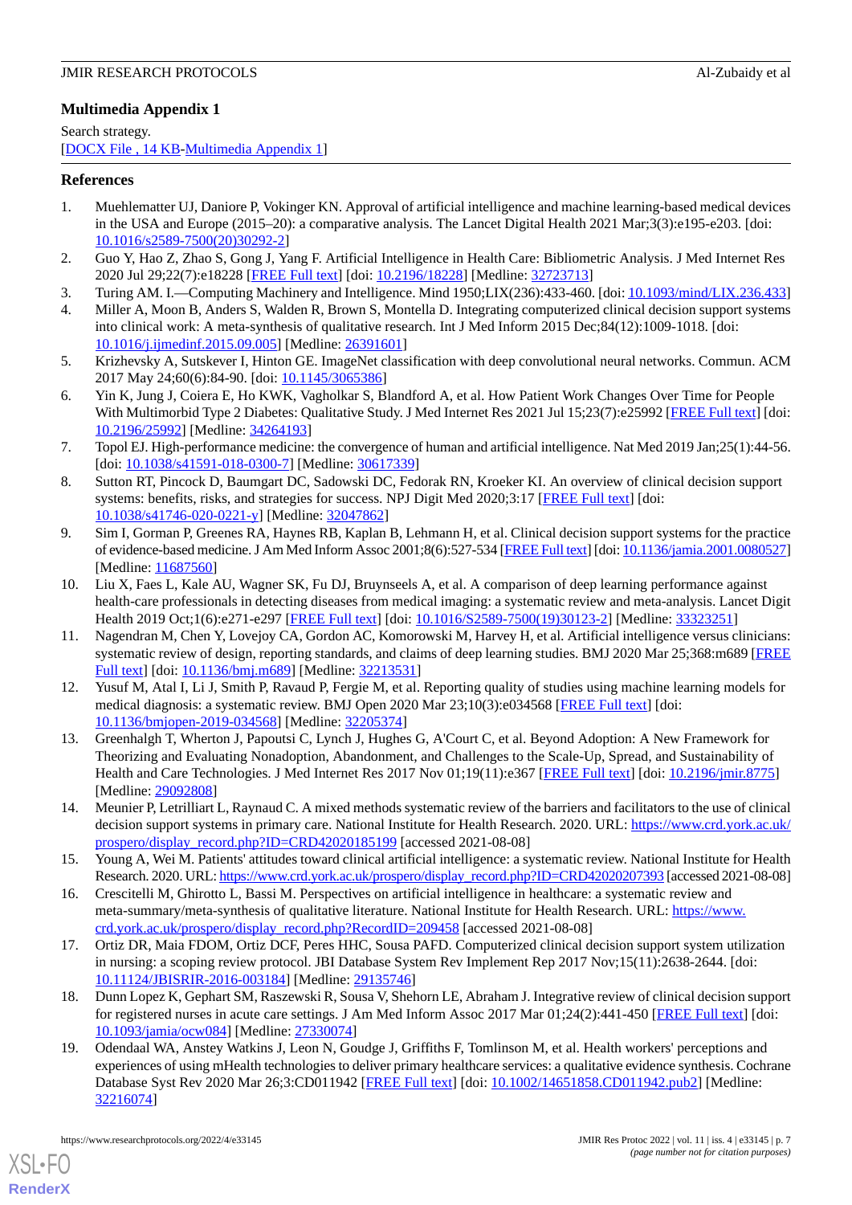## Multimedia Appendix 1

Search strategy.
[DOCX File , 14 KB-Multimedia Appendix 1]

## References

1. Muehlematter UJ, Daniore P, Vokinger KN. Approval of artificial intelligence and machine learning-based medical devices in the USA and Europe (2015–20): a comparative analysis. The Lancet Digital Health 2021 Mar;3(3):e195-e203. [doi: 10.1016/s2589-7500(20)30292-2]
2. Guo Y, Hao Z, Zhao S, Gong J, Yang F. Artificial Intelligence in Health Care: Bibliometric Analysis. J Med Internet Res 2020 Jul 29;22(7):e18228 [FREE Full text] [doi: 10.2196/18228] [Medline: 32723713]
3. Turing AM. I.—Computing Machinery and Intelligence. Mind 1950;LIX(236):433-460. [doi: 10.1093/mind/LIX.236.433]
4. Miller A, Moon B, Anders S, Walden R, Brown S, Montella D. Integrating computerized clinical decision support systems into clinical work: A meta-synthesis of qualitative research. Int J Med Inform 2015 Dec;84(12):1009-1018. [doi: 10.1016/j.ijmedinf.2015.09.005] [Medline: 26391601]
5. Krizhevsky A, Sutskever I, Hinton GE. ImageNet classification with deep convolutional neural networks. Commun. ACM 2017 May 24;60(6):84-90. [doi: 10.1145/3065386]
6. Yin K, Jung J, Coiera E, Ho KWK, Vagholkar S, Blandford A, et al. How Patient Work Changes Over Time for People With Multimorbid Type 2 Diabetes: Qualitative Study. J Med Internet Res 2021 Jul 15;23(7):e25992 [FREE Full text] [doi: 10.2196/25992] [Medline: 34264193]
7. Topol EJ. High-performance medicine: the convergence of human and artificial intelligence. Nat Med 2019 Jan;25(1):44-56. [doi: 10.1038/s41591-018-0300-7] [Medline: 30617339]
8. Sutton RT, Pincock D, Baumgart DC, Sadowski DC, Fedorak RN, Kroeker KI. An overview of clinical decision support systems: benefits, risks, and strategies for success. NPJ Digit Med 2020;3:17 [FREE Full text] [doi: 10.1038/s41746-020-0221-y] [Medline: 32047862]
9. Sim I, Gorman P, Greenes RA, Haynes RB, Kaplan B, Lehmann H, et al. Clinical decision support systems for the practice of evidence-based medicine. J Am Med Inform Assoc 2001;8(6):527-534 [FREE Full text] [doi: 10.1136/jamia.2001.0080527] [Medline: 11687560]
10. Liu X, Faes L, Kale AU, Wagner SK, Fu DJ, Bruynseels A, et al. A comparison of deep learning performance against health-care professionals in detecting diseases from medical imaging: a systematic review and meta-analysis. Lancet Digit Health 2019 Oct;1(6):e271-e297 [FREE Full text] [doi: 10.1016/S2589-7500(19)30123-2] [Medline: 33323251]
11. Nagendran M, Chen Y, Lovejoy CA, Gordon AC, Komorowski M, Harvey H, et al. Artificial intelligence versus clinicians: systematic review of design, reporting standards, and claims of deep learning studies. BMJ 2020 Mar 25;368:m689 [FREE Full text] [doi: 10.1136/bmj.m689] [Medline: 32213531]
12. Yusuf M, Atal I, Li J, Smith P, Ravaud P, Fergie M, et al. Reporting quality of studies using machine learning models for medical diagnosis: a systematic review. BMJ Open 2020 Mar 23;10(3):e034568 [FREE Full text] [doi: 10.1136/bmjopen-2019-034568] [Medline: 32205374]
13. Greenhalgh T, Wherton J, Papoutsi C, Lynch J, Hughes G, A'Court C, et al. Beyond Adoption: A New Framework for Theorizing and Evaluating Nonadoption, Abandonment, and Challenges to the Scale-Up, Spread, and Sustainability of Health and Care Technologies. J Med Internet Res 2017 Nov 01;19(11):e367 [FREE Full text] [doi: 10.2196/jmir.8775] [Medline: 29092808]
14. Meunier P, Letrilliart L, Raynaud C. A mixed methods systematic review of the barriers and facilitators to the use of clinical decision support systems in primary care. National Institute for Health Research. 2020. URL: https://www.crd.york.ac.uk/prospero/display_record.php?ID=CRD42020185199 [accessed 2021-08-08]
15. Young A, Wei M. Patients' attitudes toward clinical artificial intelligence: a systematic review. National Institute for Health Research. 2020. URL: https://www.crd.york.ac.uk/prospero/display_record.php?ID=CRD42020207393 [accessed 2021-08-08]
16. Crescitelli M, Ghirotto L, Bassi M. Perspectives on artificial intelligence in healthcare: a systematic review and meta-summary/meta-synthesis of qualitative literature. National Institute for Health Research. URL: https://www.crd.york.ac.uk/prospero/display_record.php?RecordID=209458 [accessed 2021-08-08]
17. Ortiz DR, Maia FDOM, Ortiz DCF, Peres HHC, Sousa PAFD. Computerized clinical decision support system utilization in nursing: a scoping review protocol. JBI Database System Rev Implement Rep 2017 Nov;15(11):2638-2644. [doi: 10.11124/JBISRIR-2016-003184] [Medline: 29135746]
18. Dunn Lopez K, Gephart SM, Raszewski R, Sousa V, Shehorn LE, Abraham J. Integrative review of clinical decision support for registered nurses in acute care settings. J Am Med Inform Assoc 2017 Mar 01;24(2):441-450 [FREE Full text] [doi: 10.1093/jamia/ocw084] [Medline: 27330074]
19. Odendaal WA, Anstey Watkins J, Leon N, Goudge J, Griffiths F, Tomlinson M, et al. Health workers' perceptions and experiences of using mHealth technologies to deliver primary healthcare services: a qualitative evidence synthesis. Cochrane Database Syst Rev 2020 Mar 26;3:CD011942 [FREE Full text] [doi: 10.1002/14651858.CD011942.pub2] [Medline: 32216074]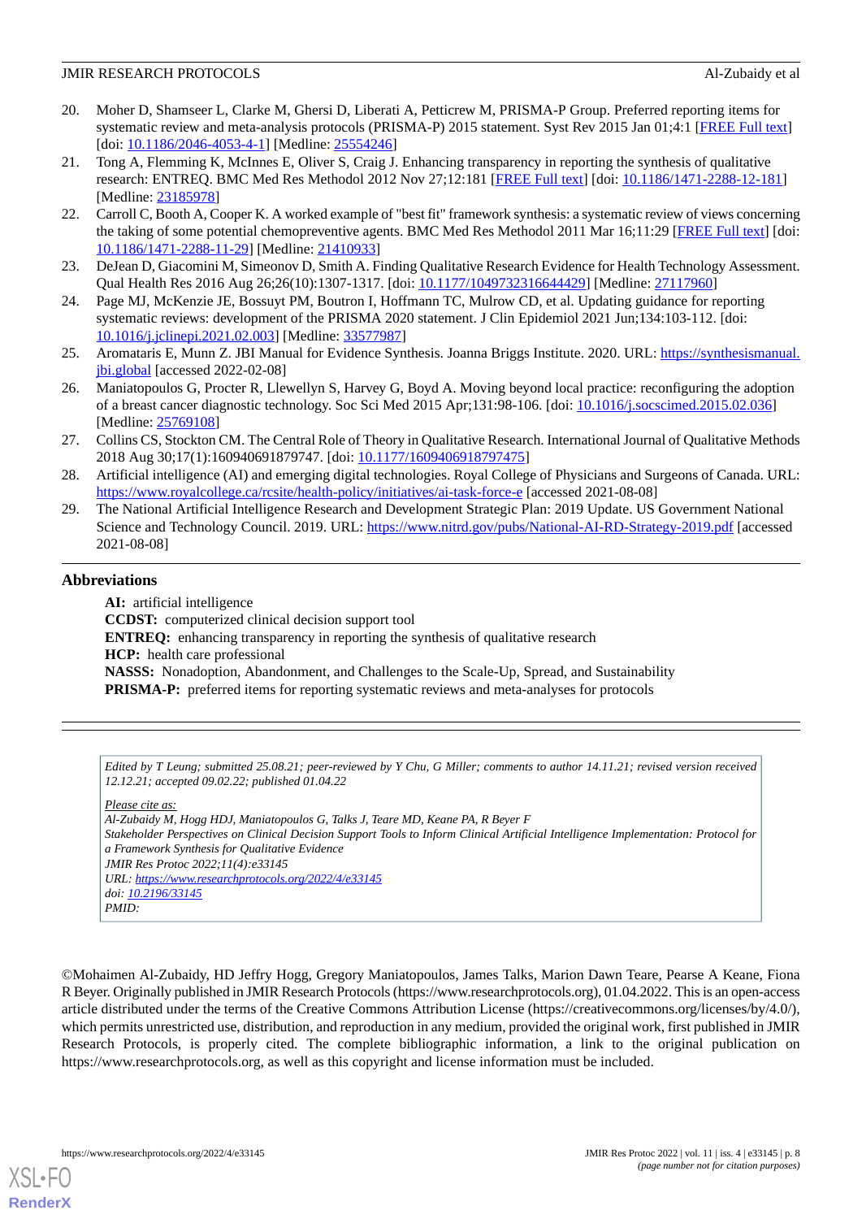20. Moher D, Shamseer L, Clarke M, Ghersi D, Liberati A, Petticrew M, PRISMA-P Group. Preferred reporting items for systematic review and meta-analysis protocols (PRISMA-P) 2015 statement. Syst Rev 2015 Jan 01;4:1 [FREE Full text] [doi: 10.1186/2046-4053-4-1] [Medline: 25554246]
21. Tong A, Flemming K, McInnes E, Oliver S, Craig J. Enhancing transparency in reporting the synthesis of qualitative research: ENTREQ. BMC Med Res Methodol 2012 Nov 27;12:181 [FREE Full text] [doi: 10.1186/1471-2288-12-181] [Medline: 23185978]
22. Carroll C, Booth A, Cooper K. A worked example of "best fit" framework synthesis: a systematic review of views concerning the taking of some potential chemopreventive agents. BMC Med Res Methodol 2011 Mar 16;11:29 [FREE Full text] [doi: 10.1186/1471-2288-11-29] [Medline: 21410933]
23. DeJean D, Giacomini M, Simeonov D, Smith A. Finding Qualitative Research Evidence for Health Technology Assessment. Qual Health Res 2016 Aug 26;26(10):1307-1317. [doi: 10.1177/1049732316644429] [Medline: 27117960]
24. Page MJ, McKenzie JE, Bossuyt PM, Boutron I, Hoffmann TC, Mulrow CD, et al. Updating guidance for reporting systematic reviews: development of the PRISMA 2020 statement. J Clin Epidemiol 2021 Jun;134:103-112. [doi: 10.1016/j.jclinepi.2021.02.003] [Medline: 33577987]
25. Aromataris E, Munn Z. JBI Manual for Evidence Synthesis. Joanna Briggs Institute. 2020. URL: https://synthesismanual.jbi.global [accessed 2022-02-08]
26. Maniatopoulos G, Procter R, Llewellyn S, Harvey G, Boyd A. Moving beyond local practice: reconfiguring the adoption of a breast cancer diagnostic technology. Soc Sci Med 2015 Apr;131:98-106. [doi: 10.1016/j.socscimed.2015.02.036] [Medline: 25769108]
27. Collins CS, Stockton CM. The Central Role of Theory in Qualitative Research. International Journal of Qualitative Methods 2018 Aug 30;17(1):160940691879747. [doi: 10.1177/1609406918797475]
28. Artificial intelligence (AI) and emerging digital technologies. Royal College of Physicians and Surgeons of Canada. URL: https://www.royalcollege.ca/rcsite/health-policy/initiatives/ai-task-force-e [accessed 2021-08-08]
29. The National Artificial Intelligence Research and Development Strategic Plan: 2019 Update. US Government National Science and Technology Council. 2019. URL: https://www.nitrd.gov/pubs/National-AI-RD-Strategy-2019.pdf [accessed 2021-08-08]

## Abbreviations

**AI:** artificial intelligence
**CCDST:** computerized clinical decision support tool
**ENTREQ:** enhancing transparency in reporting the synthesis of qualitative research
**HCP:** health care professional
**NASSS:** Nonadoption, Abandonment, and Challenges to the Scale-Up, Spread, and Sustainability
**PRISMA-P:** preferred items for reporting systematic reviews and meta-analyses for protocols

*Edited by T Leung; submitted 25.08.21; peer-reviewed by Y Chu, G Miller; comments to author 14.11.21; revised version received 12.12.21; accepted 09.02.22; published 01.04.22*

*Please cite as:*
*Al-Zubaidy M, Hogg HDJ, Maniatopoulos G, Talks J, Teare MD, Keane PA, R Beyer F*
*Stakeholder Perspectives on Clinical Decision Support Tools to Inform Clinical Artificial Intelligence Implementation: Protocol for a Framework Synthesis for Qualitative Evidence*
*JMIR Res Protoc 2022;11(4):e33145*
*URL: https://www.researchprotocols.org/2022/4/e33145*
*doi: 10.2196/33145*
*PMID:*

©Mohaimen Al-Zubaidy, HD Jeffry Hogg, Gregory Maniatopoulos, James Talks, Marion Dawn Teare, Pearse A Keane, Fiona R Beyer. Originally published in JMIR Research Protocols (https://www.researchprotocols.org), 01.04.2022. This is an open-access article distributed under the terms of the Creative Commons Attribution License (https://creativecommons.org/licenses/by/4.0/), which permits unrestricted use, distribution, and reproduction in any medium, provided the original work, first published in JMIR Research Protocols, is properly cited. The complete bibliographic information, a link to the original publication on https://www.researchprotocols.org, as well as this copyright and license information must be included.